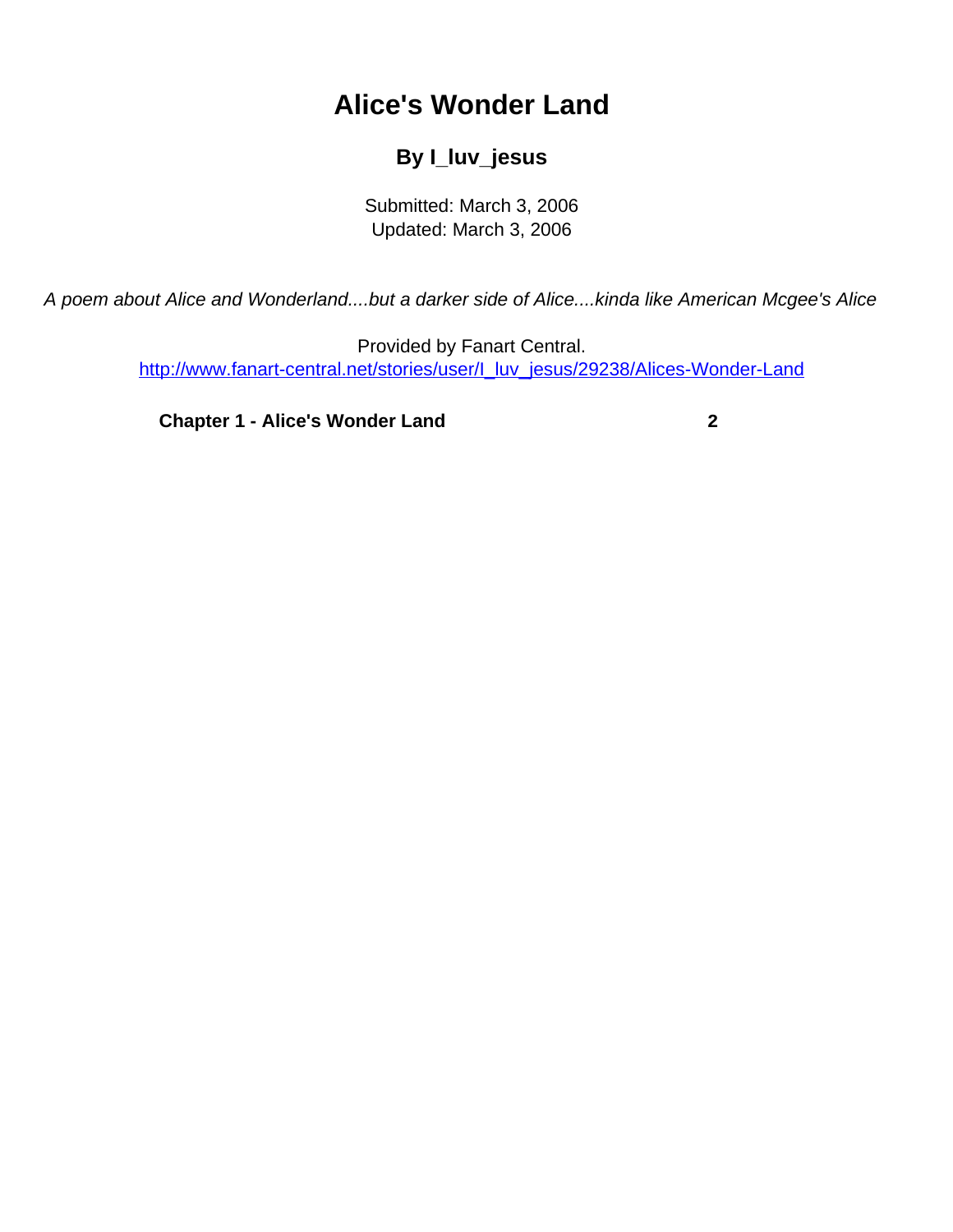# Alice's Wonder Land

### By I_luv_jesus

Submitted: March 3, 2006
Updated: March 3, 2006

*A poem about Alice and Wonderland....but a darker side of Alice....kinda like American Mcgee's Alice*

Provided by Fanart Central.
[http://www.fanart-central.net/stories/user/I_luv_jesus/29238/Alices-Wonder-Land](http://www.fanart-central.net/stories/user/I_luv_jesus/29238/Alices-Wonder-Land)

**Chapter 1 - Alice's Wonder Land** **2**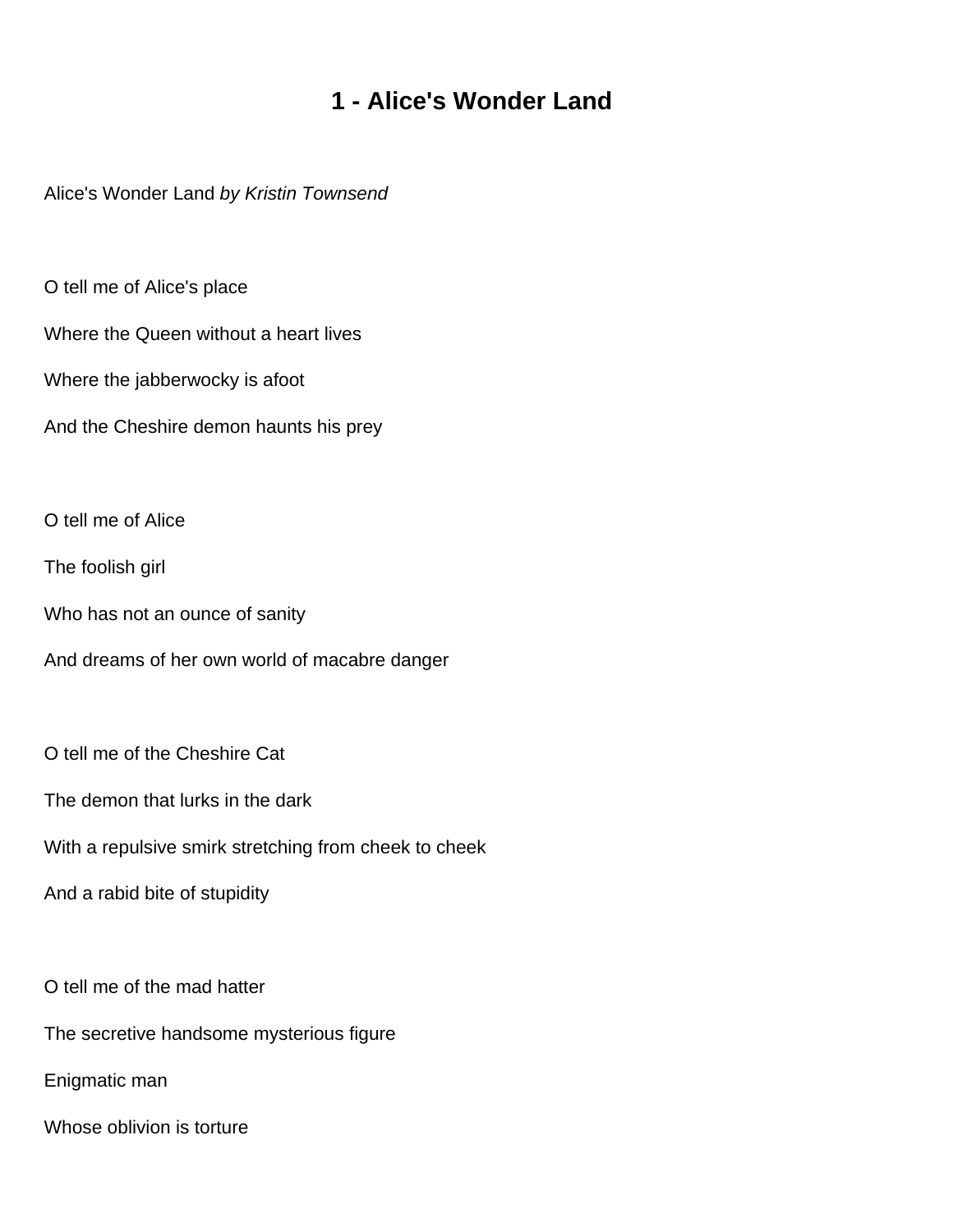# 1 - Alice's Wonder Land

Alice's Wonder Land *by Kristin Townsend*

O tell me of Alice's place

Where the Queen without a heart lives

Where the jabberwocky is afoot

And the Cheshire demon haunts his prey

O tell me of Alice

The foolish girl

Who has not an ounce of sanity

And dreams of her own world of macabre danger

O tell me of the Cheshire Cat

The demon that lurks in the dark

With a repulsive smirk stretching from cheek to cheek

And a rabid bite of stupidity

O tell me of the mad hatter

The secretive handsome mysterious figure

Enigmatic man

Whose oblivion is torture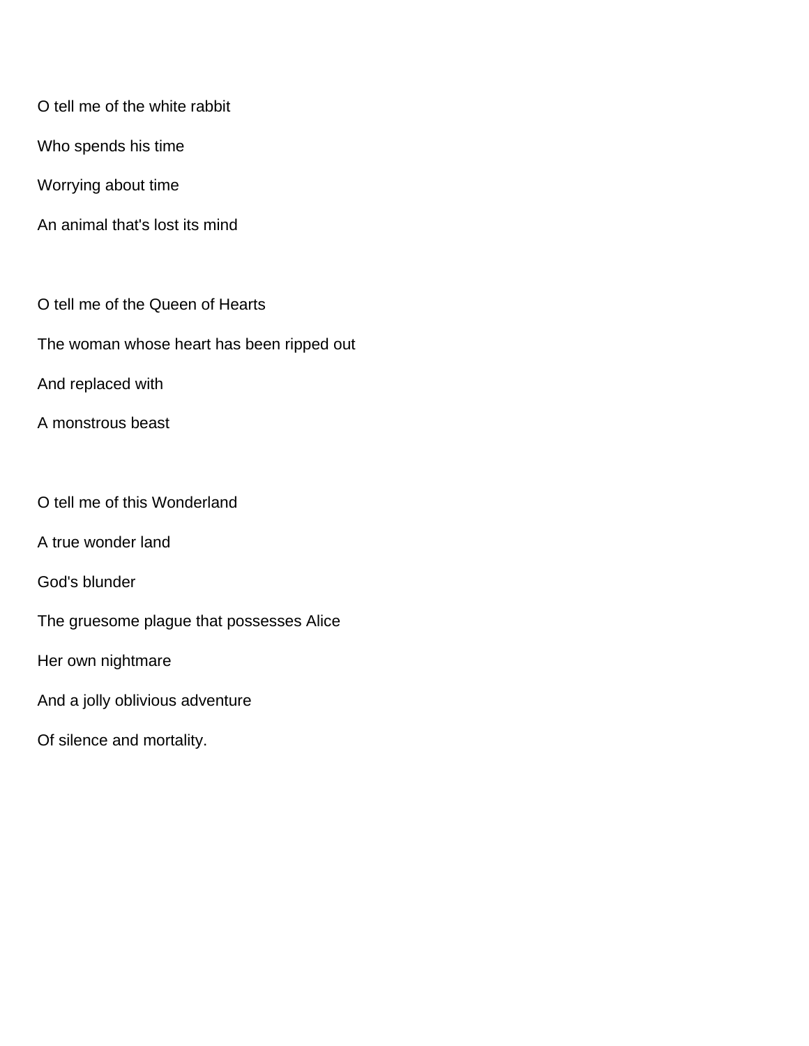O tell me of the white rabbit

Who spends his time

Worrying about time

An animal that's lost its mind

O tell me of the Queen of Hearts

The woman whose heart has been ripped out

And replaced with

A monstrous beast

O tell me of this Wonderland

A true wonder land

God's blunder

The gruesome plague that possesses Alice

Her own nightmare

And a jolly oblivious adventure

Of silence and mortality.